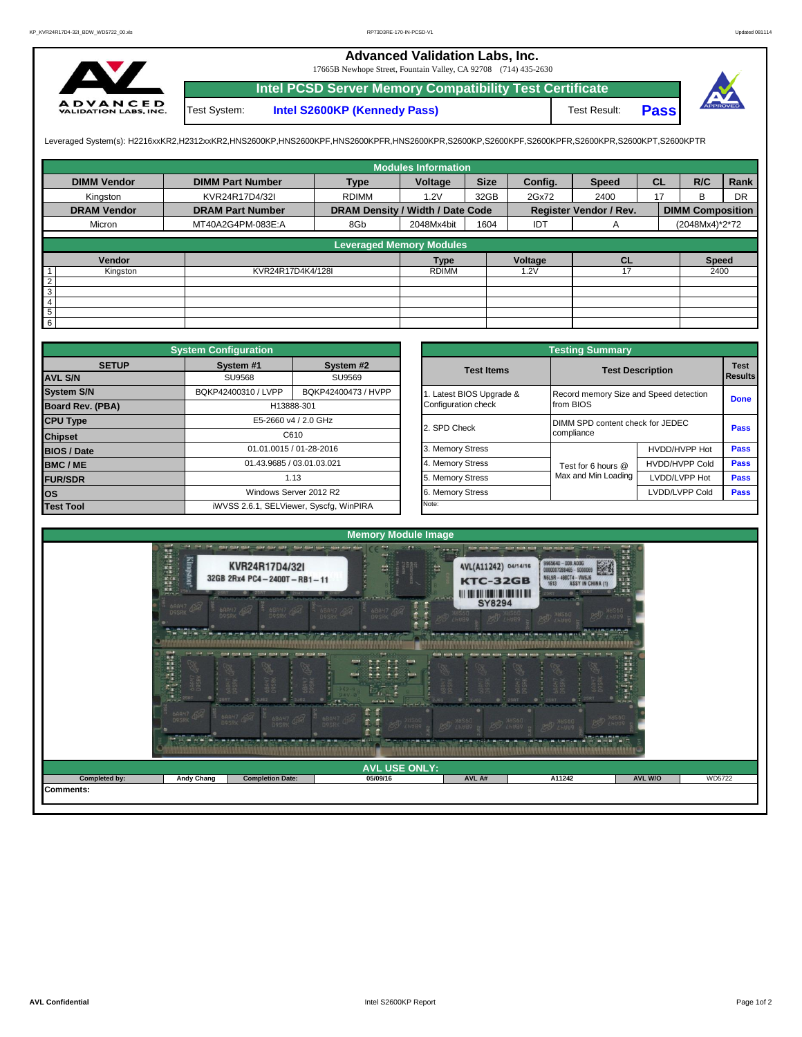# Advanced Validation Labs, Inc.

17665B Newhope Street, Fountain Valley, CA 92708 (714) 435-2630

## Intel PCSD Server Memory Compatibility Test Certificate

Test System: **Intel S2600KP (Kennedy Pass)** Test Result: **Pass**

Leveraged System(s): H2216xxKR2,H2312xxKR2,HNS2600KP,HNS2600KPF,HNS2600KPFR,HNS2600KPR,S2600KP,S2600KPF,S2600KPFR,S2600KPR,S2600KPT,S2600KPTR

### Modules Information

| DIMM Vendor | DIMM Part Number | Type | Voltage | Size | Config. | Speed | CL | R/C | Rank |
|---|---|---|---|---|---|---|---|---|---|
| Kingston | KVR24R17D4/32I | RDIMM | 1.2V | 32GB | 2Gx72 | 2400 | 17 | B | DR |
| **DRAM Vendor** | **DRAM Part Number** | **DRAM Density / Width / Date Code** | | | **Register Vendor / Rev.** | | **DIMM Composition** | | |
| Micron | MT40A2G4PM-083E:A | 8Gb | 2048Mx4bit | 1604 | IDT | A | (2048Mx4)*2*72 | | |

### Leveraged Memory Modules

| | Vendor | | Type | Voltage | CL | Speed |
|---|---|---|---|---|---|---|
| 1 | Kingston | KVR24R17D4K4/128I | RDIMM | 1.2V | 17 | 2400 |
| 2 | | | | | | |
| 3 | | | | | | |
| 4 | | | | | | |
| 5 | | | | | | |
| 6 | | | | | | |

### System Configuration

| SETUP | System #1 | System #2 |
|---|---|---|
| AVL S/N | SU9568 | SU9569 |
| System S/N | BQKP42400310 / LVPP | BQKP42400473 / HVPP |
| Board Rev. (PBA) | H13888-301 | |
| CPU Type | E5-2660 v4 / 2.0 GHz | |
| Chipset | C610 | |
| BIOS / Date | 01.01.0015 / 01-28-2016 | |
| BMC / ME | 01.43.9685 / 03.01.03.021 | |
| FUR/SDR | 1.13 | |
| OS | Windows Server 2012 R2 | |
| Test Tool | iWVSS 2.6.1, SELViewer, Syscfg, WinPIRA | |

### Testing Summary

| Test Items | Test Description | | Test Results |
|---|---|---|---|
| 1. Latest BIOS Upgrade & Configuration check | Record memory Size and Speed detection from BIOS | | Done |
| 2. SPD Check | DIMM SPD content check for JEDEC compliance | | Pass |
| 3. Memory Stress | Test for 6 hours @ Max and Min Loading | HVDD/HVPP Hot | Pass |
| 4. Memory Stress | | HVDD/HVPP Cold | Pass |
| 5. Memory Stress | | LVDD/LVPP Hot | Pass |
| 6. Memory Stress | | LVDD/LVPP Cold | Pass |
| Note: | | | |

### Memory Module Image

### AVL USE ONLY:

| Completed by: | Andy Chang | Completion Date: | 05/09/16 | AVL A# | A11242 | AVL W/O | WD5722 |
|---|---|---|---|---|---|---|---|

Comments: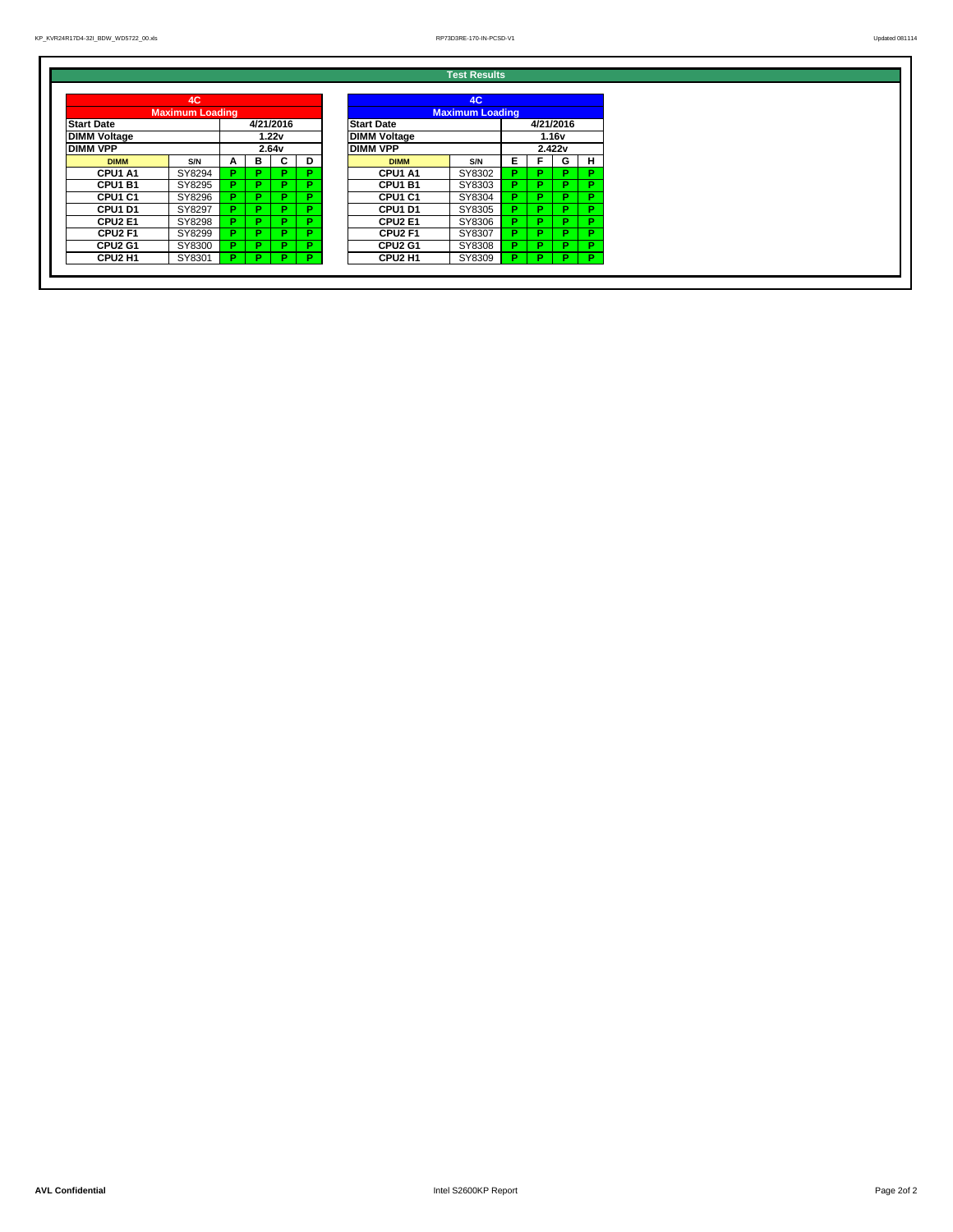## Test Results

| 4C Maximum Loading | | | | | |
|---|---|---|---|---|---|
| **Start Date** | | 4/21/2016 | | | |
| **DIMM Voltage** | | 1.22v | | | |
| **DIMM VPP** | | 2.64v | | | |
| **DIMM** | **S/N** | **A** | **B** | **C** | **D** |
| **CPU1 A1** | SY8294 | P | P | P | P |
| **CPU1 B1** | SY8295 | P | P | P | P |
| **CPU1 C1** | SY8296 | P | P | P | P |
| **CPU1 D1** | SY8297 | P | P | P | P |
| **CPU2 E1** | SY8298 | P | P | P | P |
| **CPU2 F1** | SY8299 | P | P | P | P |
| **CPU2 G1** | SY8300 | P | P | P | P |
| **CPU2 H1** | SY8301 | P | P | P | P |

| 4C Maximum Loading | | | | | |
|---|---|---|---|---|---|
| **Start Date** | | 4/21/2016 | | | |
| **DIMM Voltage** | | 1.16v | | | |
| **DIMM VPP** | | 2.422v | | | |
| **DIMM** | **S/N** | **E** | **F** | **G** | **H** |
| **CPU1 A1** | SY8302 | P | P | P | P |
| **CPU1 B1** | SY8303 | P | P | P | P |
| **CPU1 C1** | SY8304 | P | P | P | P |
| **CPU1 D1** | SY8305 | P | P | P | P |
| **CPU2 E1** | SY8306 | P | P | P | P |
| **CPU2 F1** | SY8307 | P | P | P | P |
| **CPU2 G1** | SY8308 | P | P | P | P |
| **CPU2 H1** | SY8309 | P | P | P | P |